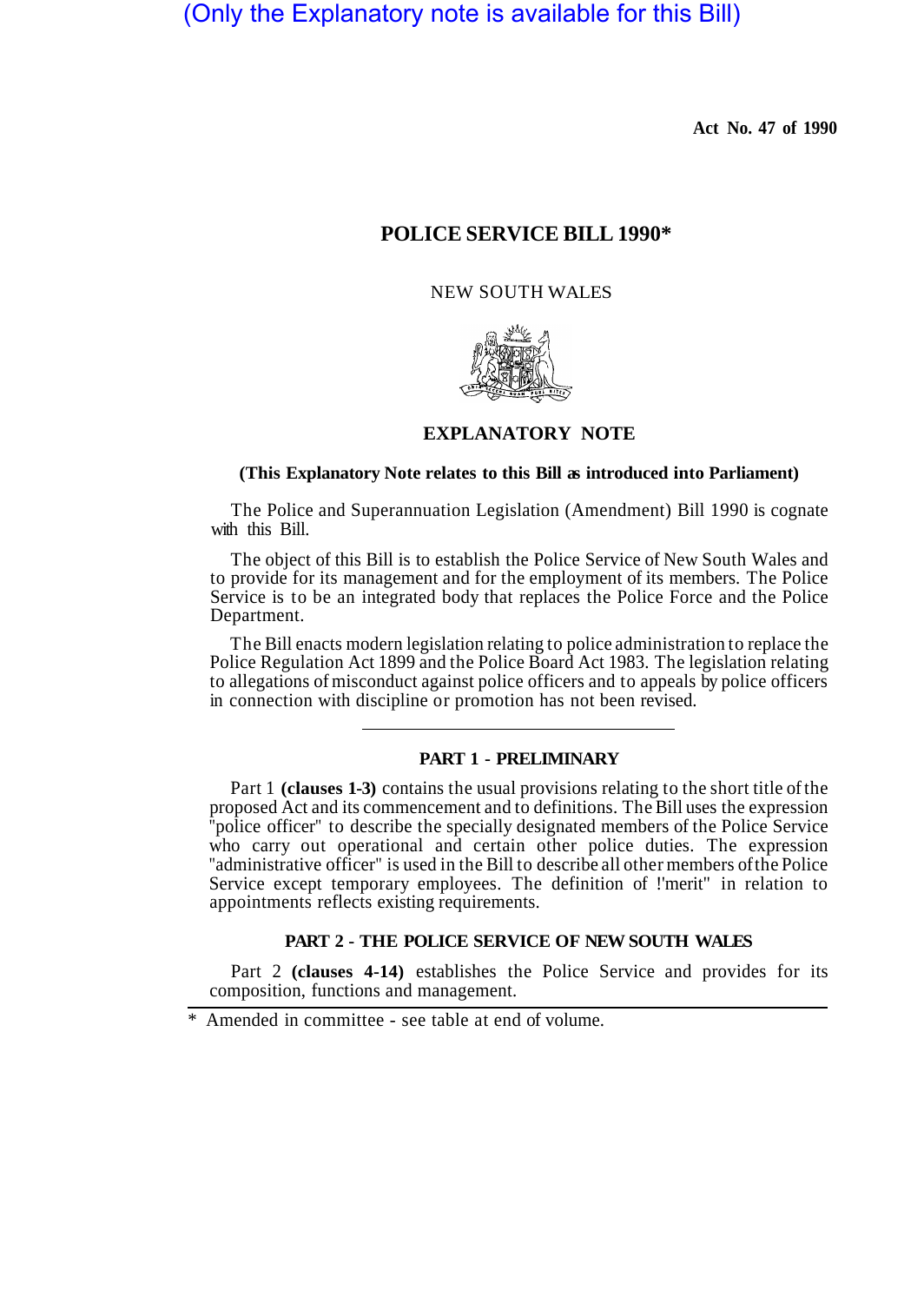(Only the Explanatory note is available for this Bill)

**Act No. 47 of 1990**

# POLICE SERVICE BILL 1990*

NEW SOUTH WALES

## EXPLANATORY NOTE

**(This Explanatory Note relates to this Bill as introduced into Parliament)**

The Police and Superannuation Legislation (Amendment) Bill 1990 is cognate with this Bill.

The object of this Bill is to establish the Police Service of New South Wales and to provide for its management and for the employment of its members. The Police Service is to be an integrated body that replaces the Police Force and the Police Department.

The Bill enacts modern legislation relating to police administration to replace the Police Regulation Act 1899 and the Police Board Act 1983. The legislation relating to allegations of misconduct against police officers and to appeals by police officers in connection with discipline or promotion has not been revised.

---

### PART 1 - PRELIMINARY

Part 1 **(clauses 1-3)** contains the usual provisions relating to the short title of the proposed Act and its commencement and to definitions. The Bill uses the expression "police officer" to describe the specially designated members of the Police Service who carry out operational and certain other police duties. The expression "administrative officer" is used in the Bill to describe all other members of the Police Service except temporary employees. The definition of !'merit" in relation to appointments reflects existing requirements.

### PART 2 - THE POLICE SERVICE OF NEW SOUTH WALES

Part 2 **(clauses 4-14)** establishes the Police Service and provides for its composition, functions and management.

---

\* Amended in committee - see table at end of volume.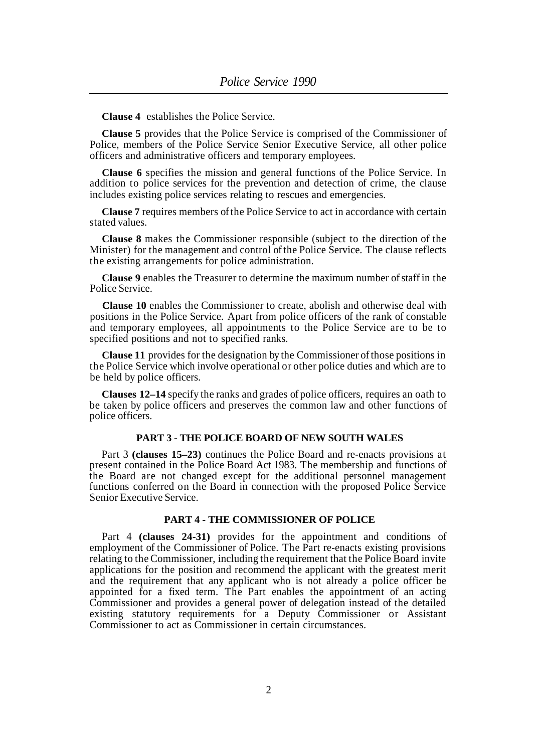**Clause 4** establishes the Police Service.

**Clause 5** provides that the Police Service is comprised of the Commissioner of Police, members of the Police Service Senior Executive Service, all other police officers and administrative officers and temporary employees.

**Clause 6** specifies the mission and general functions of the Police Service. In addition to police services for the prevention and detection of crime, the clause includes existing police services relating to rescues and emergencies.

**Clause 7** requires members of the Police Service to act in accordance with certain stated values.

**Clause 8** makes the Commissioner responsible (subject to the direction of the Minister) for the management and control of the Police Service. The clause reflects the existing arrangements for police administration.

**Clause 9** enables the Treasurer to determine the maximum number of staff in the Police Service.

**Clause 10** enables the Commissioner to create, abolish and otherwise deal with positions in the Police Service. Apart from police officers of the rank of constable and temporary employees, all appointments to the Police Service are to be to specified positions and not to specified ranks.

**Clause 11** provides for the designation by the Commissioner of those positions in the Police Service which involve operational or other police duties and which are to be held by police officers.

**Clauses 12–14** specify the ranks and grades of police officers, requires an oath to be taken by police officers and preserves the common law and other functions of police officers.

## PART 3 - THE POLICE BOARD OF NEW SOUTH WALES

Part 3 **(clauses 15–23)** continues the Police Board and re-enacts provisions at present contained in the Police Board Act 1983. The membership and functions of the Board are not changed except for the additional personnel management functions conferred on the Board in connection with the proposed Police Service Senior Executive Service.

## PART 4 - THE COMMISSIONER OF POLICE

Part 4 **(clauses 24-31)** provides for the appointment and conditions of employment of the Commissioner of Police. The Part re-enacts existing provisions relating to the Commissioner, including the requirement that the Police Board invite applications for the position and recommend the applicant with the greatest merit and the requirement that any applicant who is not already a police officer be appointed for a fixed term. The Part enables the appointment of an acting Commissioner and provides a general power of delegation instead of the detailed existing statutory requirements for a Deputy Commissioner or Assistant Commissioner to act as Commissioner in certain circumstances.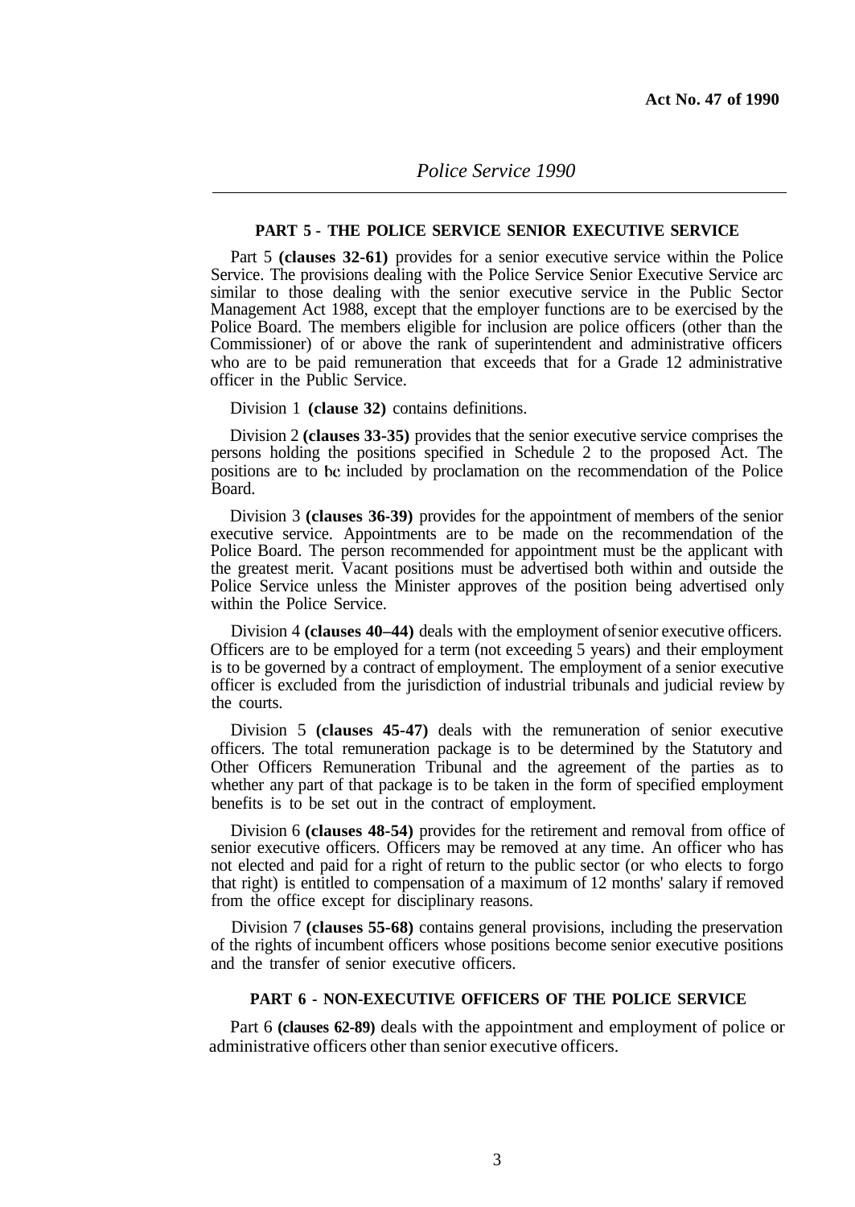## PART 5 - THE POLICE SERVICE SENIOR EXECUTIVE SERVICE

Part 5 **(clauses 32-61)** provides for a senior executive service within the Police Service. The provisions dealing with the Police Service Senior Executive Service arc similar to those dealing with the senior executive service in the Public Sector Management Act 1988, except that the employer functions are to be exercised by the Police Board. The members eligible for inclusion are police officers (other than the Commissioner) of or above the rank of superintendent and administrative officers who are to be paid remuneration that exceeds that for a Grade 12 administrative officer in the Public Service.

Division 1 **(clause 32)** contains definitions.

Division 2 **(clauses 33-35)** provides that the senior executive service comprises the persons holding the positions specified in Schedule 2 to the proposed Act. The positions are to bc included by proclamation on the recommendation of the Police Board.

Division 3 **(clauses 36-39)** provides for the appointment of members of the senior executive service. Appointments are to be made on the recommendation of the Police Board. The person recommended for appointment must be the applicant with the greatest merit. Vacant positions must be advertised both within and outside the Police Service unless the Minister approves of the position being advertised only within the Police Service.

Division 4 **(clauses 40–44)** deals with the employment of senior executive officers. Officers are to be employed for a term (not exceeding 5 years) and their employment is to be governed by a contract of employment. The employment of a senior executive officer is excluded from the jurisdiction of industrial tribunals and judicial review by the courts.

Division 5 **(clauses 45-47)** deals with the remuneration of senior executive officers. The total remuneration package is to be determined by the Statutory and Other Officers Remuneration Tribunal and the agreement of the parties as to whether any part of that package is to be taken in the form of specified employment benefits is to be set out in the contract of employment.

Division 6 **(clauses 48-54)** provides for the retirement and removal from office of senior executive officers. Officers may be removed at any time. An officer who has not elected and paid for a right of return to the public sector (or who elects to forgo that right) is entitled to compensation of a maximum of 12 months' salary if removed from the office except for disciplinary reasons.

Division 7 **(clauses 55-68)** contains general provisions, including the preservation of the rights of incumbent officers whose positions become senior executive positions and the transfer of senior executive officers.

## PART 6 - NON-EXECUTIVE OFFICERS OF THE POLICE SERVICE

Part 6 **(clauses 62-89)** deals with the appointment and employment of police or administrative officers other than senior executive officers.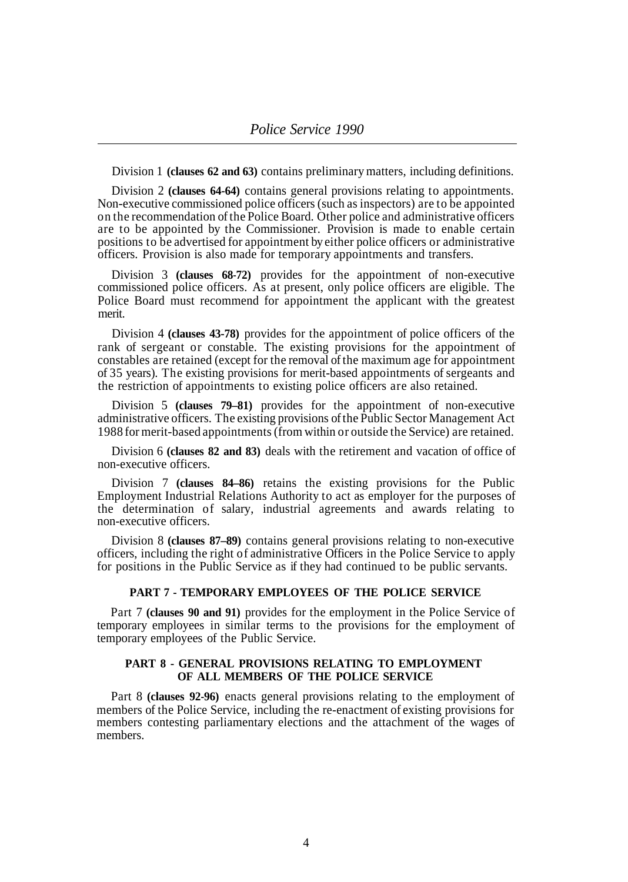Division 1 **(clauses 62 and 63)** contains preliminary matters, including definitions.

Division 2 **(clauses 64-64)** contains general provisions relating to appointments. Non-executive commissioned police officers (such as inspectors) are to be appointed on the recommendation of the Police Board. Other police and administrative officers are to be appointed by the Commissioner. Provision is made to enable certain positions to be advertised for appointment by either police officers or administrative officers. Provision is also made for temporary appointments and transfers.

Division 3 **(clauses 68-72)** provides for the appointment of non-executive commissioned police officers. As at present, only police officers are eligible. The Police Board must recommend for appointment the applicant with the greatest merit.

Division 4 **(clauses 43-78)** provides for the appointment of police officers of the rank of sergeant or constable. The existing provisions for the appointment of constables are retained (except for the removal of the maximum age for appointment of 35 years). The existing provisions for merit-based appointments of sergeants and the restriction of appointments to existing police officers are also retained.

Division 5 **(clauses 79–81)** provides for the appointment of non-executive administrative officers. The existing provisions of the Public Sector Management Act 1988 for merit-based appointments (from within or outside the Service) are retained.

Division 6 **(clauses 82 and 83)** deals with the retirement and vacation of office of non-executive officers.

Division 7 **(clauses 84–86)** retains the existing provisions for the Public Employment Industrial Relations Authority to act as employer for the purposes of the determination of salary, industrial agreements and awards relating to non-executive officers.

Division 8 **(clauses 87–89)** contains general provisions relating to non-executive officers, including the right of administrative Officers in the Police Service to apply for positions in the Public Service as if they had continued to be public servants.

## PART 7 - TEMPORARY EMPLOYEES OF THE POLICE SERVICE

Part 7 **(clauses 90 and 91)** provides for the employment in the Police Service of temporary employees in similar terms to the provisions for the employment of temporary employees of the Public Service.

## PART 8 - GENERAL PROVISIONS RELATING TO EMPLOYMENT OF ALL MEMBERS OF THE POLICE SERVICE

Part 8 **(clauses 92-96)** enacts general provisions relating to the employment of members of the Police Service, including the re-enactment of existing provisions for members contesting parliamentary elections and the attachment of the wages of members.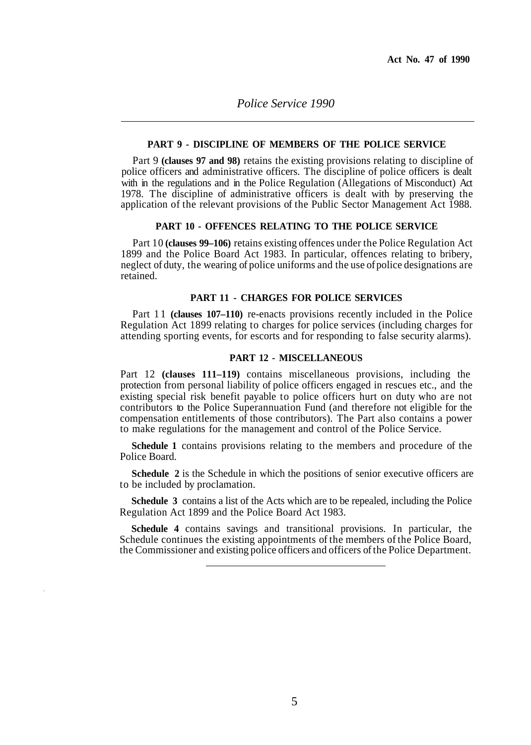## PART 9 - DISCIPLINE OF MEMBERS OF THE POLICE SERVICE

Part 9 **(clauses 97 and 98)** retains the existing provisions relating to discipline of police officers and administrative officers. The discipline of police officers is dealt with in the regulations and in the Police Regulation (Allegations of Misconduct) Act 1978. The discipline of administrative officers is dealt with by preserving the application of the relevant provisions of the Public Sector Management Act 1988.

## PART 10 - OFFENCES RELATING TO THE POLICE SERVICE

Part 10 **(clauses 99–106)** retains existing offences under the Police Regulation Act 1899 and the Police Board Act 1983. In particular, offences relating to bribery, neglect of duty, the wearing of police uniforms and the use of police designations are retained.

## PART 11 - CHARGES FOR POLICE SERVICES

Part 11 **(clauses 107–110)** re-enacts provisions recently included in the Police Regulation Act 1899 relating to charges for police services (including charges for attending sporting events, for escorts and for responding to false security alarms).

## PART 12 - MISCELLANEOUS

Part 12 **(clauses 111–119)** contains miscellaneous provisions, including the protection from personal liability of police officers engaged in rescues etc., and the existing special risk benefit payable to police officers hurt on duty who are not contributors to the Police Superannuation Fund (and therefore not eligible for the compensation entitlements of those contributors). The Part also contains a power to make regulations for the management and control of the Police Service.

**Schedule 1** contains provisions relating to the members and procedure of the Police Board.

**Schedule 2** is the Schedule in which the positions of senior executive officers are to be included by proclamation.

**Schedule 3** contains a list of the Acts which are to be repealed, including the Police Regulation Act 1899 and the Police Board Act 1983.

**Schedule 4** contains savings and transitional provisions. In particular, the Schedule continues the existing appointments of the members of the Police Board, the Commissioner and existing police officers and officers of the Police Department.